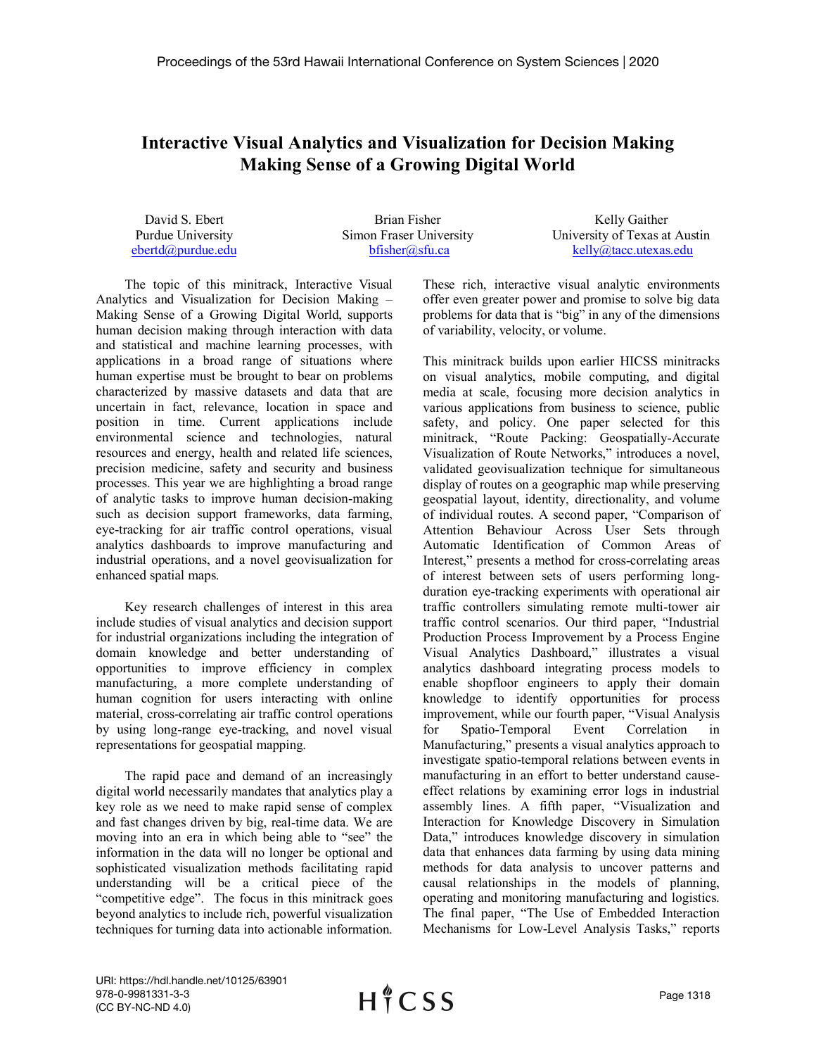# Interactive Visual Analytics and Visualization for Decision Making Making Sense of a Growing Digital World

David S. Ebert
Purdue University
ebertd@purdue.edu

Brian Fisher
Simon Fraser University
bfisher@sfu.ca

Kelly Gaither
University of Texas at Austin
kelly@tacc.utexas.edu

The topic of this minitrack, Interactive Visual Analytics and Visualization for Decision Making – Making Sense of a Growing Digital World, supports human decision making through interaction with data and statistical and machine learning processes, with applications in a broad range of situations where human expertise must be brought to bear on problems characterized by massive datasets and data that are uncertain in fact, relevance, location in space and position in time. Current applications include environmental science and technologies, natural resources and energy, health and related life sciences, precision medicine, safety and security and business processes. This year we are highlighting a broad range of analytic tasks to improve human decision-making such as decision support frameworks, data farming, eye-tracking for air traffic control operations, visual analytics dashboards to improve manufacturing and industrial operations, and a novel geovisualization for enhanced spatial maps.

Key research challenges of interest in this area include studies of visual analytics and decision support for industrial organizations including the integration of domain knowledge and better understanding of opportunities to improve efficiency in complex manufacturing, a more complete understanding of human cognition for users interacting with online material, cross-correlating air traffic control operations by using long-range eye-tracking, and novel visual representations for geospatial mapping.

The rapid pace and demand of an increasingly digital world necessarily mandates that analytics play a key role as we need to make rapid sense of complex and fast changes driven by big, real-time data. We are moving into an era in which being able to "see" the information in the data will no longer be optional and sophisticated visualization methods facilitating rapid understanding will be a critical piece of the "competitive edge". The focus in this minitrack goes beyond analytics to include rich, powerful visualization techniques for turning data into actionable information. These rich, interactive visual analytic environments offer even greater power and promise to solve big data problems for data that is "big" in any of the dimensions of variability, velocity, or volume.

This minitrack builds upon earlier HICSS minitracks on visual analytics, mobile computing, and digital media at scale, focusing more decision analytics in various applications from business to science, public safety, and policy. One paper selected for this minitrack, "Route Packing: Geospatially-Accurate Visualization of Route Networks," introduces a novel, validated geovisualization technique for simultaneous display of routes on a geographic map while preserving geospatial layout, identity, directionality, and volume of individual routes. A second paper, "Comparison of Attention Behaviour Across User Sets through Automatic Identification of Common Areas of Interest," presents a method for cross-correlating areas of interest between sets of users performing long-duration eye-tracking experiments with operational air traffic controllers simulating remote multi-tower air traffic control scenarios. Our third paper, "Industrial Production Process Improvement by a Process Engine Visual Analytics Dashboard," illustrates a visual analytics dashboard integrating process models to enable shopfloor engineers to apply their domain knowledge to identify opportunities for process improvement, while our fourth paper, "Visual Analysis for Spatio-Temporal Event Correlation in Manufacturing," presents a visual analytics approach to investigate spatio-temporal relations between events in manufacturing in an effort to better understand cause-effect relations by examining error logs in industrial assembly lines. A fifth paper, "Visualization and Interaction for Knowledge Discovery in Simulation Data," introduces knowledge discovery in simulation data that enhances data farming by using data mining methods for data analysis to uncover patterns and causal relationships in the models of planning, operating and monitoring manufacturing and logistics. The final paper, "The Use of Embedded Interaction Mechanisms for Low-Level Analysis Tasks," reports

URI: https://hdl.handle.net/10125/63901
978-0-9981331-3-3
(CC BY-NC-ND 4.0)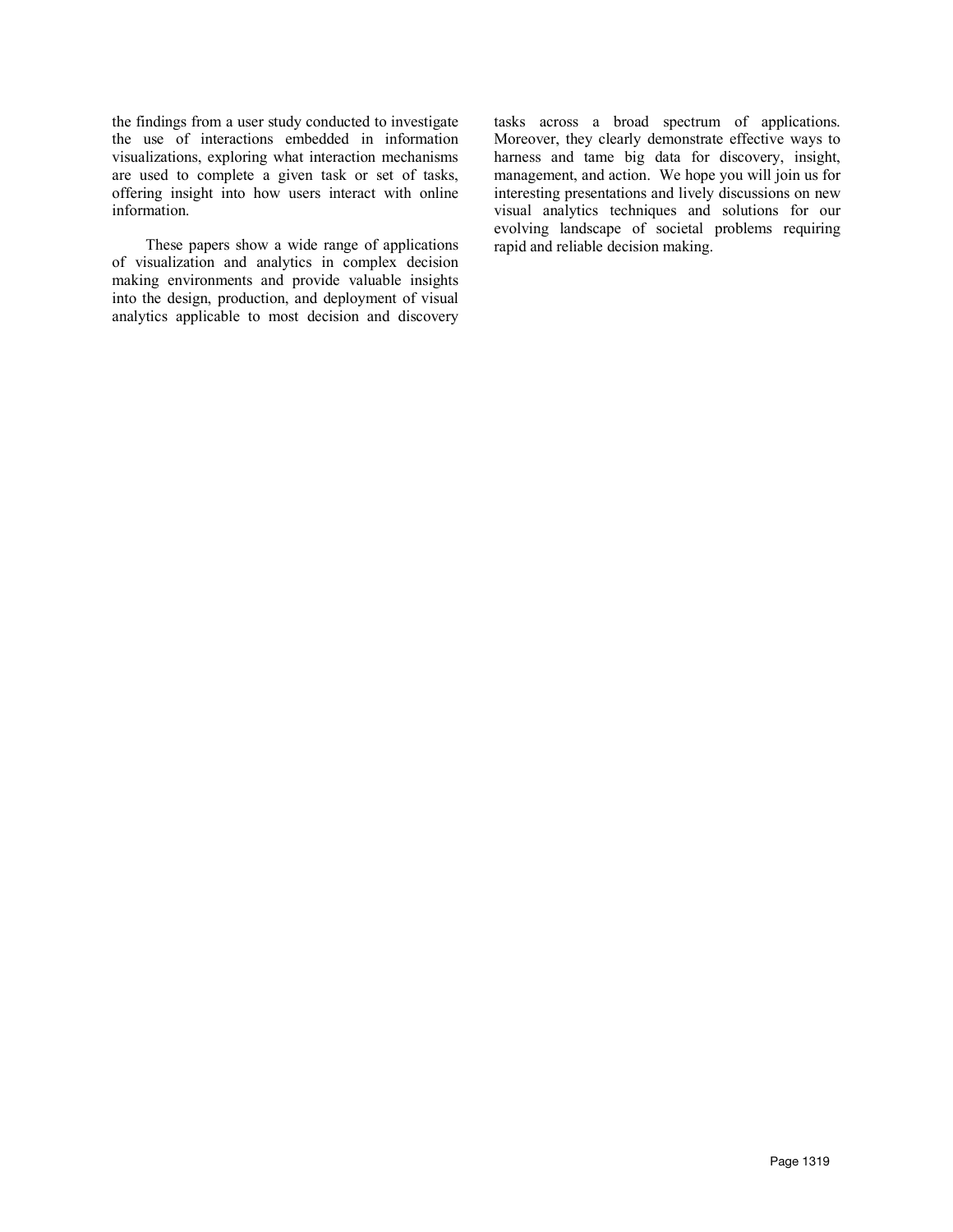the findings from a user study conducted to investigate the use of interactions embedded in information visualizations, exploring what interaction mechanisms are used to complete a given task or set of tasks, offering insight into how users interact with online information.

These papers show a wide range of applications of visualization and analytics in complex decision making environments and provide valuable insights into the design, production, and deployment of visual analytics applicable to most decision and discovery tasks across a broad spectrum of applications. Moreover, they clearly demonstrate effective ways to harness and tame big data for discovery, insight, management, and action. We hope you will join us for interesting presentations and lively discussions on new visual analytics techniques and solutions for our evolving landscape of societal problems requiring rapid and reliable decision making.